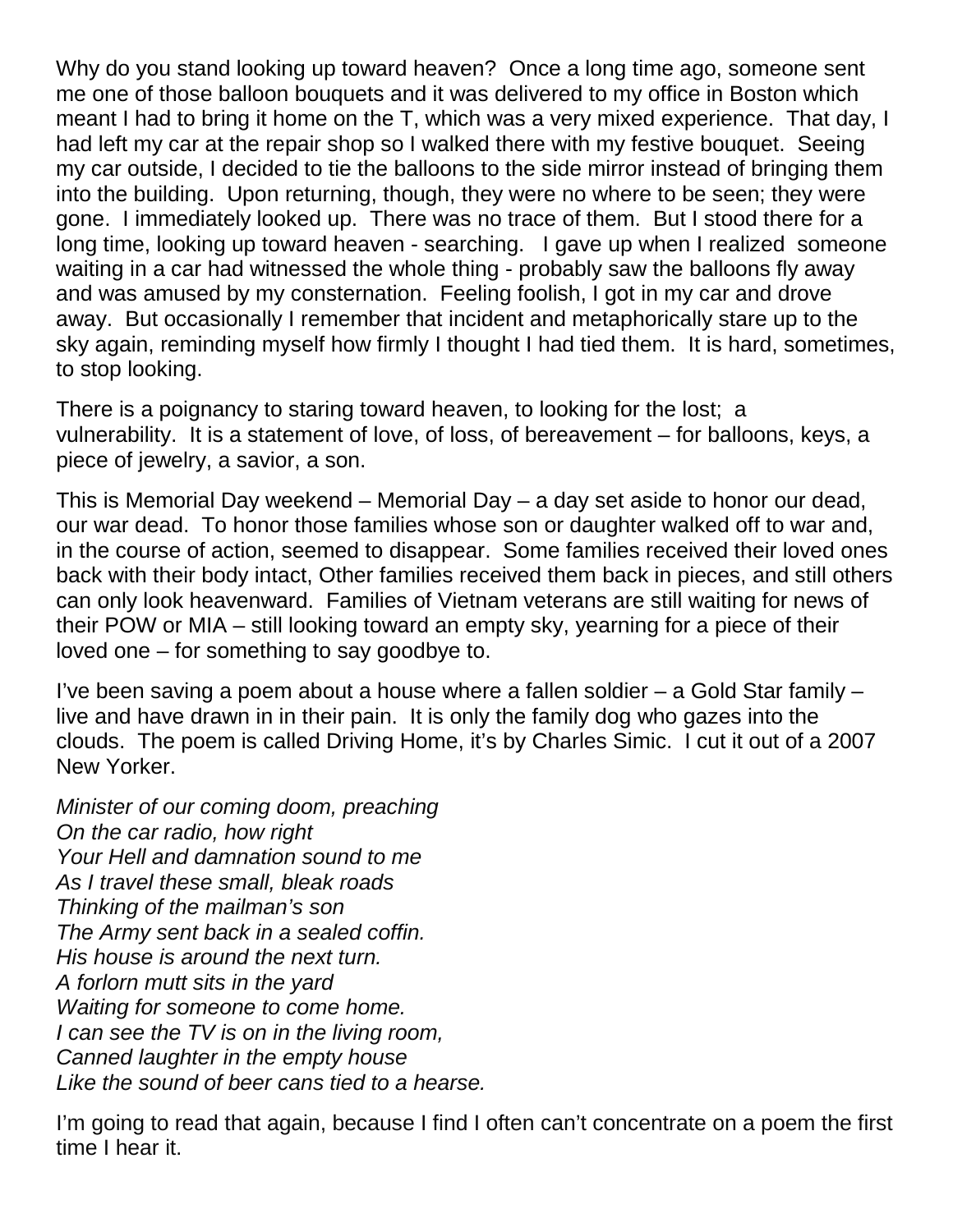Why do you stand looking up toward heaven? Once a long time ago, someone sent me one of those balloon bouquets and it was delivered to my office in Boston which meant I had to bring it home on the T, which was a very mixed experience. That day, I had left my car at the repair shop so I walked there with my festive bouquet. Seeing my car outside, I decided to tie the balloons to the side mirror instead of bringing them into the building. Upon returning, though, they were no where to be seen; they were gone. I immediately looked up. There was no trace of them. But I stood there for a long time, looking up toward heaven - searching. I gave up when I realized someone waiting in a car had witnessed the whole thing - probably saw the balloons fly away and was amused by my consternation. Feeling foolish, I got in my car and drove away. But occasionally I remember that incident and metaphorically stare up to the sky again, reminding myself how firmly I thought I had tied them. It is hard, sometimes, to stop looking.

There is a poignancy to staring toward heaven, to looking for the lost; a vulnerability. It is a statement of love, of loss, of bereavement – for balloons, keys, a piece of jewelry, a savior, a son.

This is Memorial Day weekend – Memorial Day – a day set aside to honor our dead, our war dead. To honor those families whose son or daughter walked off to war and, in the course of action, seemed to disappear. Some families received their loved ones back with their body intact, Other families received them back in pieces, and still others can only look heavenward. Families of Vietnam veterans are still waiting for news of their POW or MIA – still looking toward an empty sky, yearning for a piece of their loved one – for something to say goodbye to.

I've been saving a poem about a house where a fallen soldier – a Gold Star family – live and have drawn in in their pain. It is only the family dog who gazes into the clouds. The poem is called Driving Home, it's by Charles Simic. I cut it out of a 2007 New Yorker.

*Minister of our coming doom, preaching*
*On the car radio, how right*
*Your Hell and damnation sound to me*
*As I travel these small, bleak roads*
*Thinking of the mailman's son*
*The Army sent back in a sealed coffin.*
*His house is around the next turn.*
*A forlorn mutt sits in the yard*
*Waiting for someone to come home.*
*I can see the TV is on in the living room,*
*Canned laughter in the empty house*
*Like the sound of beer cans tied to a hearse.*

I'm going to read that again, because I find I often can't concentrate on a poem the first time I hear it.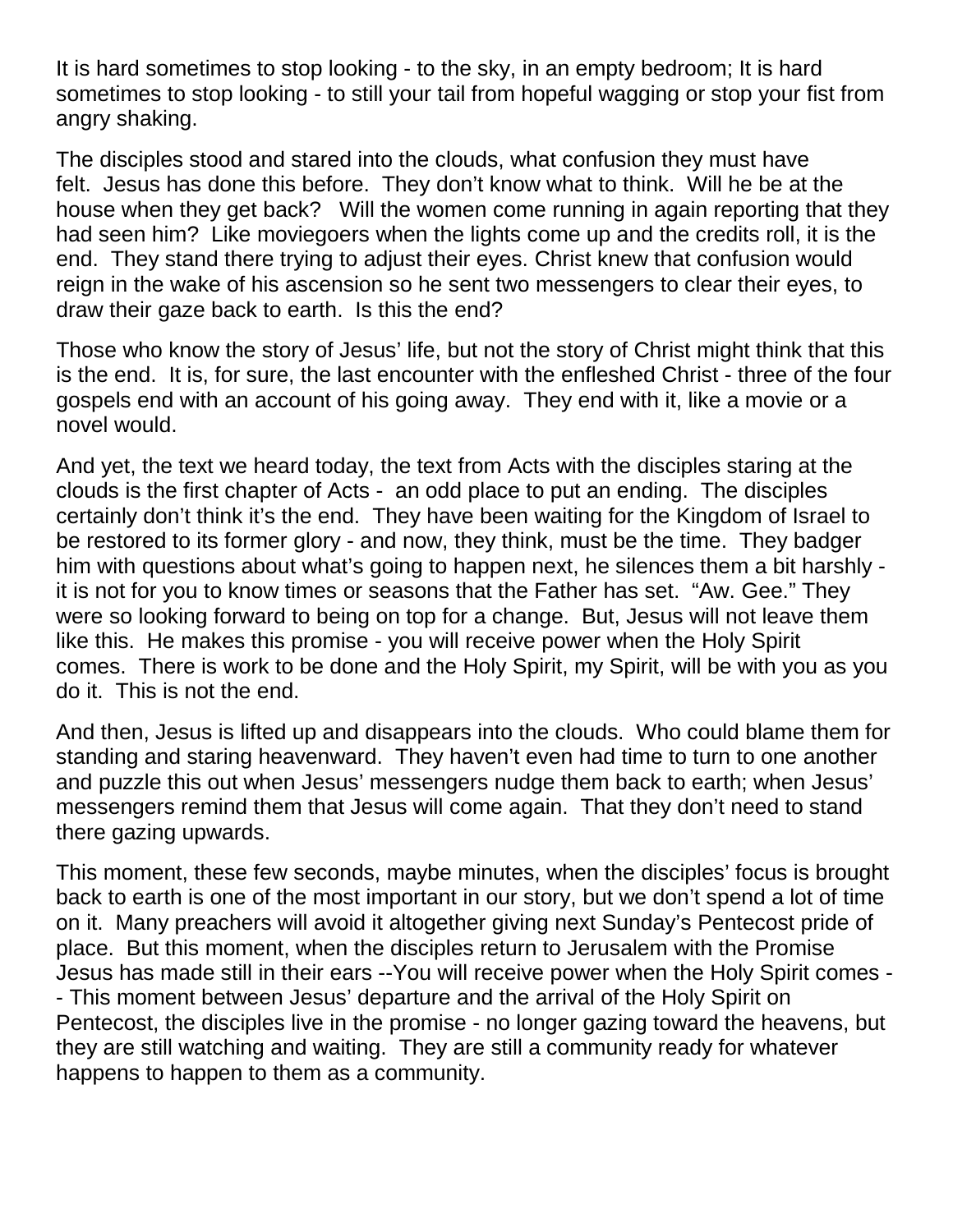It is hard sometimes to stop looking - to the sky, in an empty bedroom; It is hard sometimes to stop looking - to still your tail from hopeful wagging or stop your fist from angry shaking.

The disciples stood and stared into the clouds, what confusion they must have felt. Jesus has done this before. They don't know what to think. Will he be at the house when they get back? Will the women come running in again reporting that they had seen him? Like moviegoers when the lights come up and the credits roll, it is the end. They stand there trying to adjust their eyes. Christ knew that confusion would reign in the wake of his ascension so he sent two messengers to clear their eyes, to draw their gaze back to earth. Is this the end?

Those who know the story of Jesus' life, but not the story of Christ might think that this is the end. It is, for sure, the last encounter with the enfleshed Christ - three of the four gospels end with an account of his going away. They end with it, like a movie or a novel would.

And yet, the text we heard today, the text from Acts with the disciples staring at the clouds is the first chapter of Acts - an odd place to put an ending. The disciples certainly don't think it's the end. They have been waiting for the Kingdom of Israel to be restored to its former glory - and now, they think, must be the time. They badger him with questions about what's going to happen next, he silences them a bit harshly - it is not for you to know times or seasons that the Father has set. "Aw. Gee." They were so looking forward to being on top for a change. But, Jesus will not leave them like this. He makes this promise - you will receive power when the Holy Spirit comes. There is work to be done and the Holy Spirit, my Spirit, will be with you as you do it. This is not the end.

And then, Jesus is lifted up and disappears into the clouds. Who could blame them for standing and staring heavenward. They haven't even had time to turn to one another and puzzle this out when Jesus' messengers nudge them back to earth; when Jesus' messengers remind them that Jesus will come again. That they don't need to stand there gazing upwards.

This moment, these few seconds, maybe minutes, when the disciples' focus is brought back to earth is one of the most important in our story, but we don't spend a lot of time on it. Many preachers will avoid it altogether giving next Sunday's Pentecost pride of place. But this moment, when the disciples return to Jerusalem with the Promise Jesus has made still in their ears --You will receive power when the Holy Spirit comes -- This moment between Jesus' departure and the arrival of the Holy Spirit on Pentecost, the disciples live in the promise - no longer gazing toward the heavens, but they are still watching and waiting. They are still a community ready for whatever happens to happen to them as a community.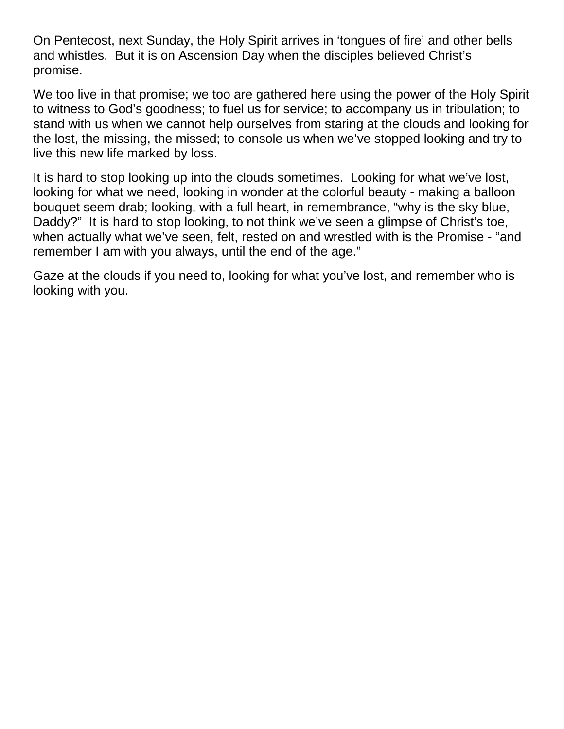On Pentecost, next Sunday, the Holy Spirit arrives in 'tongues of fire' and other bells and whistles. But it is on Ascension Day when the disciples believed Christ's promise.

We too live in that promise; we too are gathered here using the power of the Holy Spirit to witness to God's goodness; to fuel us for service; to accompany us in tribulation; to stand with us when we cannot help ourselves from staring at the clouds and looking for the lost, the missing, the missed; to console us when we've stopped looking and try to live this new life marked by loss.

It is hard to stop looking up into the clouds sometimes. Looking for what we've lost, looking for what we need, looking in wonder at the colorful beauty - making a balloon bouquet seem drab; looking, with a full heart, in remembrance, "why is the sky blue, Daddy?" It is hard to stop looking, to not think we've seen a glimpse of Christ's toe, when actually what we've seen, felt, rested on and wrestled with is the Promise - "and remember I am with you always, until the end of the age."

Gaze at the clouds if you need to, looking for what you've lost, and remember who is looking with you.